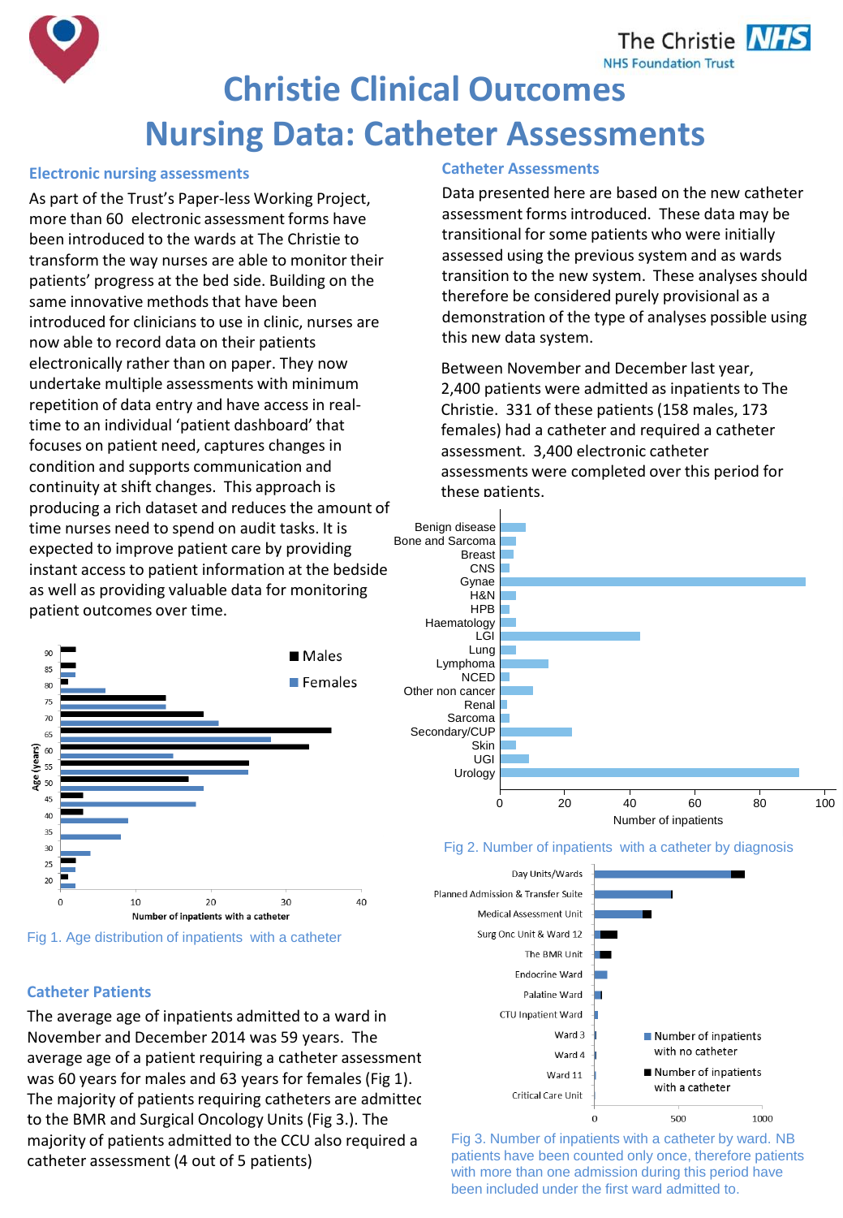# Christie Clinical Outcomes

# Nursing Data: Catheter Assessments

## Electronic nursing assessments

As part of the Trust's Paper-less Working Project, more than 60 electronic assessment forms have been introduced to the wards at The Christie to transform the way nurses are able to monitor their patients' progress at the bed side. Building on the same innovative methods that have been introduced for clinicians to use in clinic, nurses are now able to record data on their patients electronically rather than on paper. They now undertake multiple assessments with minimum repetition of data entry and have access in real-time to an individual 'patient dashboard' that focuses on patient need, captures changes in condition and supports communication and continuity at shift changes. This approach is producing a rich dataset and reduces the amount of time nurses need to spend on audit tasks. It is expected to improve patient care by providing instant access to patient information at the bedside as well as providing valuable data for monitoring patient outcomes over time.

Fig 1. Age distribution of inpatients with a catheter

## Catheter Patients

The average age of inpatients admitted to a ward in November and December 2014 was 59 years. The average age of a patient requiring a catheter assessment was 60 years for males and 63 years for females (Fig 1). The majority of patients requiring catheters are admitted to the BMR and Surgical Oncology Units (Fig 3.). The majority of patients admitted to the CCU also required a catheter assessment (4 out of 5 patients)

## Catheter Assessments

Data presented here are based on the new catheter assessment forms introduced. These data may be transitional for some patients who were initially assessed using the previous system and as wards transition to the new system. These analyses should therefore be considered purely provisional as a demonstration of the type of analyses possible using this new data system.

Between November and December last year, 2,400 patients were admitted as inpatients to The Christie. 331 of these patients (158 males, 173 females) had a catheter and required a catheter assessment. 3,400 electronic catheter assessments were completed over this period for these patients.

Fig 2. Number of inpatients with a catheter by diagnosis

Fig 3. Number of inpatients with a catheter by ward. NB patients have been counted only once, therefore patients with more than one admission during this period have been included under the first ward admitted to.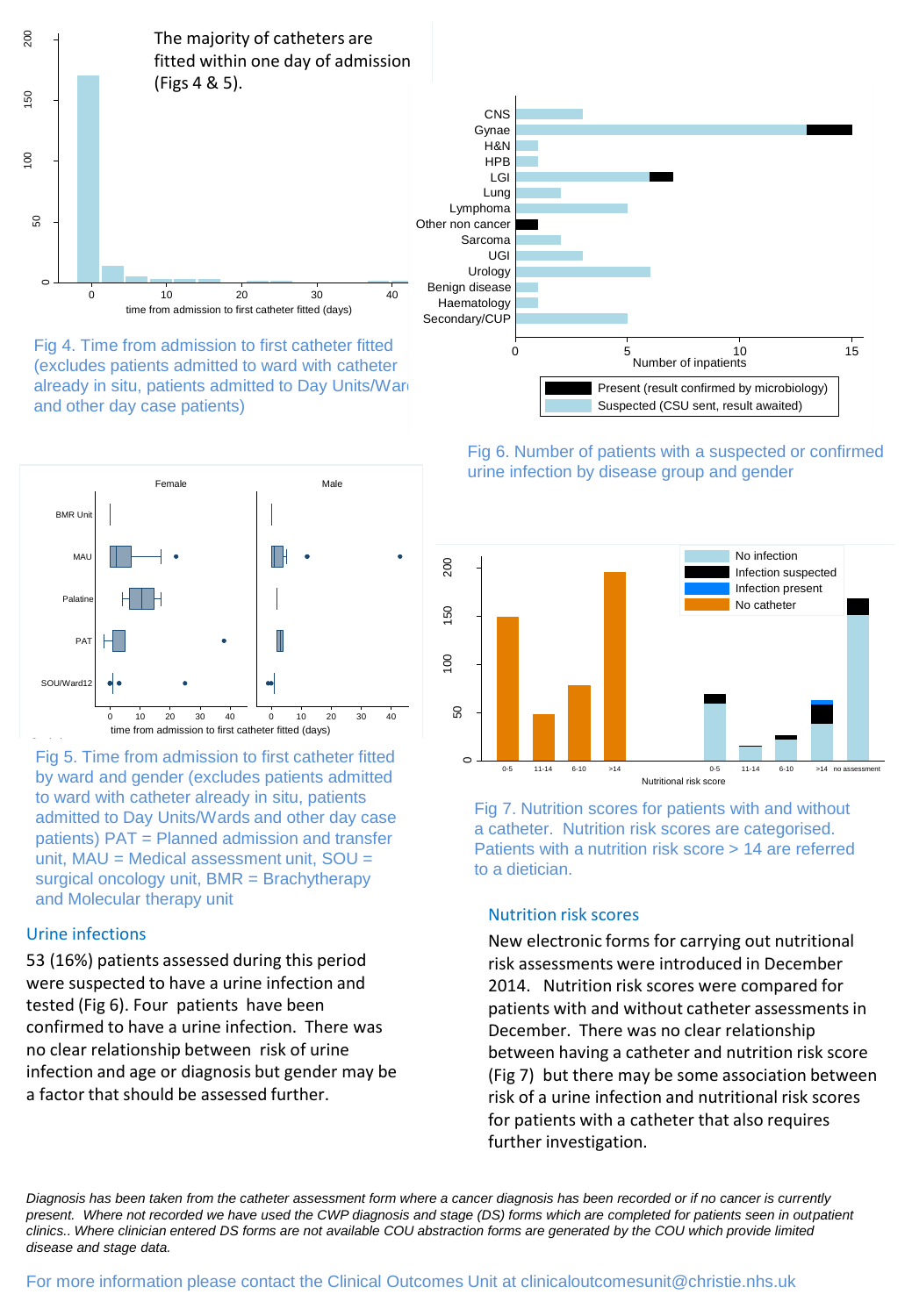200

150

100

50

0

0 10 20 30 40

time from admission to first catheter fitted (days)

The majority of catheters are fitted within one day of admission (Figs 4 & 5).

Fig 4. Time from admission to first catheter fitted (excludes patients admitted to ward with catheter already in situ, patients admitted to Day Units/Ward and other day case patients)

Female

Male

BMR Unit

MAU

Palatine

PAT

SOU/Ward12

0 10 20 30 40

0 10 20 30 40

time from admission to first catheter fitted (days)

Fig 5. Time from admission to first catheter fitted by ward and gender (excludes patients admitted to ward with catheter already in situ, patients admitted to Day Units/Wards and other day case patients) PAT = Planned admission and transfer unit, MAU = Medical assessment unit, SOU = surgical oncology unit, BMR = Brachytherapy and Molecular therapy unit

CNS

Gynae

H&N

HPB

LGI

Lung

Lymphoma

Other non cancer

Sarcoma

UGI

Urology

Benign disease

Haematology

Secondary/CUP

0 5 10 15

Number of inpatients

Present (result confirmed by microbiology)

Suspected (CSU sent, result awaited)

Fig 6. Number of patients with a suspected or confirmed urine infection by disease group and gender

## Urine infections

53 (16%) patients assessed during this period were suspected to have a urine infection and tested (Fig 6). Four patients have been confirmed to have a urine infection. There was no clear relationship between risk of urine infection and age or diagnosis but gender may be a factor that should be assessed further.

No infection

Infection suspected

Infection present

No catheter

200

150

100

50

0

0-5 11-14 6-10 >14 0-5 11-14 6-10 >14 no assessment

Nutritional risk score

Fig 7. Nutrition scores for patients with and without a catheter. Nutrition risk scores are categorised. Patients with a nutrition risk score > 14 are referred to a dietician.

## Nutrition risk scores

New electronic forms for carrying out nutritional risk assessments were introduced in December 2014. Nutrition risk scores were compared for patients with and without catheter assessments in December. There was no clear relationship between having a catheter and nutrition risk score (Fig 7) but there may be some association between risk of a urine infection and nutritional risk scores for patients with a catheter that also requires further investigation.

*Diagnosis has been taken from the catheter assessment form where a cancer diagnosis has been recorded or if no cancer is currently present. Where not recorded we have used the CWP diagnosis and stage (DS) forms which are completed for patients seen in outpatient clinics.. Where clinician entered DS forms are not available COU abstraction forms are generated by the COU which provide limited disease and stage data.*

For more information please contact the Clinical Outcomes Unit at clinicaloutcomesunit@christie.nhs.uk